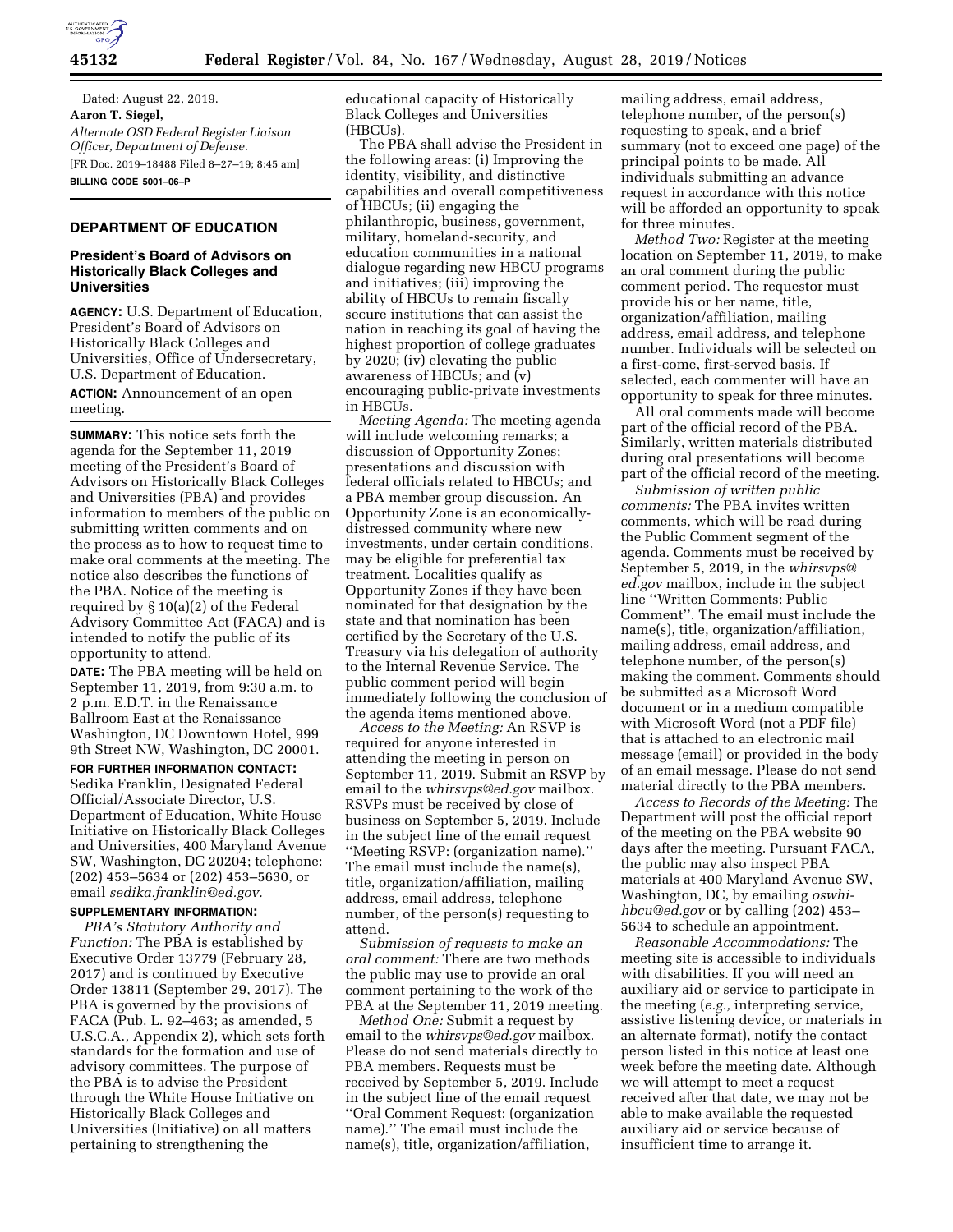Dated: August 22, 2019.

**Aaron T. Siegel,**

*Alternate OSD Federal Register Liaison Officer, Department of Defense.*

[FR Doc. 2019–18488 Filed 8–27–19; 8:45 am]

**BILLING CODE 5001–06–P**

## DEPARTMENT OF EDUCATION

### President's Board of Advisors on Historically Black Colleges and Universities

**AGENCY:** U.S. Department of Education, President's Board of Advisors on Historically Black Colleges and Universities, Office of Undersecretary, U.S. Department of Education.

**ACTION:** Announcement of an open meeting.

**SUMMARY:** This notice sets forth the agenda for the September 11, 2019 meeting of the President's Board of Advisors on Historically Black Colleges and Universities (PBA) and provides information to members of the public on submitting written comments and on the process as to how to request time to make oral comments at the meeting. The notice also describes the functions of the PBA. Notice of the meeting is required by § 10(a)(2) of the Federal Advisory Committee Act (FACA) and is intended to notify the public of its opportunity to attend.

**DATE:** The PBA meeting will be held on September 11, 2019, from 9:30 a.m. to 2 p.m. E.D.T. in the Renaissance Ballroom East at the Renaissance Washington, DC Downtown Hotel, 999 9th Street NW, Washington, DC 20001.

**FOR FURTHER INFORMATION CONTACT:** Sedika Franklin, Designated Federal Official/Associate Director, U.S. Department of Education, White House Initiative on Historically Black Colleges and Universities, 400 Maryland Avenue SW, Washington, DC 20204; telephone: (202) 453–5634 or (202) 453–5630, or email *sedika.franklin@ed.gov.*

**SUPPLEMENTARY INFORMATION:**

*PBA's Statutory Authority and Function:* The PBA is established by Executive Order 13779 (February 28, 2017) and is continued by Executive Order 13811 (September 29, 2017). The PBA is governed by the provisions of FACA (Pub. L. 92–463; as amended, 5 U.S.C.A., Appendix 2), which sets forth standards for the formation and use of advisory committees. The purpose of the PBA is to advise the President through the White House Initiative on Historically Black Colleges and Universities (Initiative) on all matters pertaining to strengthening the educational capacity of Historically Black Colleges and Universities (HBCUs).

The PBA shall advise the President in the following areas: (i) Improving the identity, visibility, and distinctive capabilities and overall competitiveness of HBCUs; (ii) engaging the philanthropic, business, government, military, homeland-security, and education communities in a national dialogue regarding new HBCU programs and initiatives; (iii) improving the ability of HBCUs to remain fiscally secure institutions that can assist the nation in reaching its goal of having the highest proportion of college graduates by 2020; (iv) elevating the public awareness of HBCUs; and (v) encouraging public-private investments in HBCUs.

*Meeting Agenda:* The meeting agenda will include welcoming remarks; a discussion of Opportunity Zones; presentations and discussion with federal officials related to HBCUs; and a PBA member group discussion. An Opportunity Zone is an economically-distressed community where new investments, under certain conditions, may be eligible for preferential tax treatment. Localities qualify as Opportunity Zones if they have been nominated for that designation by the state and that nomination has been certified by the Secretary of the U.S. Treasury via his delegation of authority to the Internal Revenue Service. The public comment period will begin immediately following the conclusion of the agenda items mentioned above.

*Access to the Meeting:* An RSVP is required for anyone interested in attending the meeting in person on September 11, 2019. Submit an RSVP by email to the *whirsvps@ed.gov* mailbox. RSVPs must be received by close of business on September 5, 2019. Include in the subject line of the email request ''Meeting RSVP: (organization name).'' The email must include the name(s), title, organization/affiliation, mailing address, email address, telephone number, of the person(s) requesting to attend.

*Submission of requests to make an oral comment:* There are two methods the public may use to provide an oral comment pertaining to the work of the PBA at the September 11, 2019 meeting.

*Method One:* Submit a request by email to the *whirsvps@ed.gov* mailbox. Please do not send materials directly to PBA members. Requests must be received by September 5, 2019. Include in the subject line of the email request ''Oral Comment Request: (organization name).'' The email must include the name(s), title, organization/affiliation, mailing address, email address, telephone number, of the person(s) requesting to speak, and a brief summary (not to exceed one page) of the principal points to be made. All individuals submitting an advance request in accordance with this notice will be afforded an opportunity to speak for three minutes.

*Method Two:* Register at the meeting location on September 11, 2019, to make an oral comment during the public comment period. The requestor must provide his or her name, title, organization/affiliation, mailing address, email address, and telephone number. Individuals will be selected on a first-come, first-served basis. If selected, each commenter will have an opportunity to speak for three minutes.

All oral comments made will become part of the official record of the PBA. Similarly, written materials distributed during oral presentations will become part of the official record of the meeting.

*Submission of written public comments:* The PBA invites written comments, which will be read during the Public Comment segment of the agenda. Comments must be received by September 5, 2019, in the *whirsvps@ed.gov* mailbox, include in the subject line ''Written Comments: Public Comment''. The email must include the name(s), title, organization/affiliation, mailing address, email address, and telephone number, of the person(s) making the comment. Comments should be submitted as a Microsoft Word document or in a medium compatible with Microsoft Word (not a PDF file) that is attached to an electronic mail message (email) or provided in the body of an email message. Please do not send material directly to the PBA members.

*Access to Records of the Meeting:* The Department will post the official report of the meeting on the PBA website 90 days after the meeting. Pursuant FACA, the public may also inspect PBA materials at 400 Maryland Avenue SW, Washington, DC, by emailing *oswhi-hbcu@ed.gov* or by calling (202) 453–5634 to schedule an appointment.

*Reasonable Accommodations:* The meeting site is accessible to individuals with disabilities. If you will need an auxiliary aid or service to participate in the meeting (*e.g.,* interpreting service, assistive listening device, or materials in an alternate format), notify the contact person listed in this notice at least one week before the meeting date. Although we will attempt to meet a request received after that date, we may not be able to make available the requested auxiliary aid or service because of insufficient time to arrange it.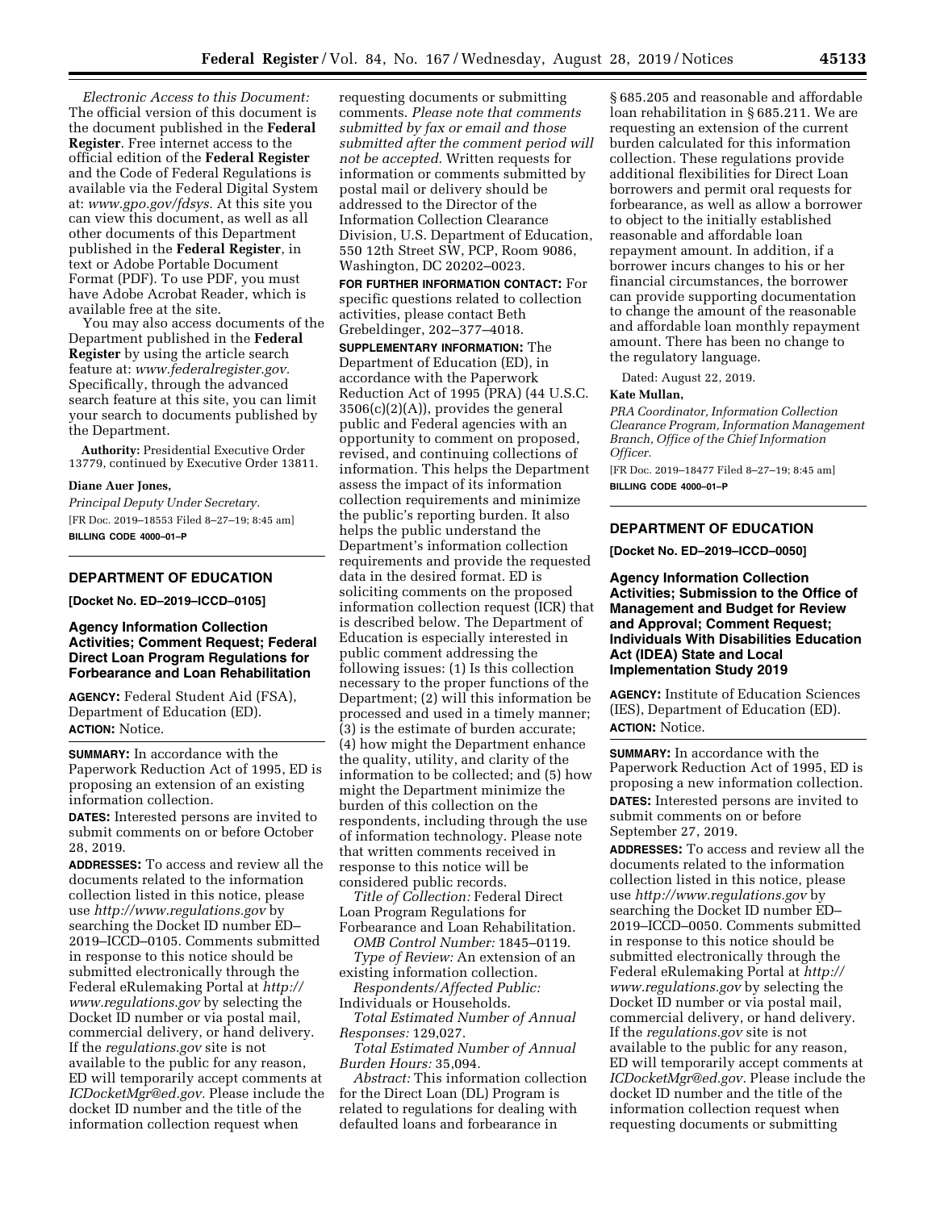*Electronic Access to this Document:* The official version of this document is the document published in the **Federal Register**. Free internet access to the official edition of the **Federal Register** and the Code of Federal Regulations is available via the Federal Digital System at: *www.gpo.gov/fdsys.* At this site you can view this document, as well as all other documents of this Department published in the **Federal Register**, in text or Adobe Portable Document Format (PDF). To use PDF, you must have Adobe Acrobat Reader, which is available free at the site.

You may also access documents of the Department published in the **Federal Register** by using the article search feature at: *www.federalregister.gov.* Specifically, through the advanced search feature at this site, you can limit your search to documents published by the Department.

**Authority:** Presidential Executive Order 13779, continued by Executive Order 13811.

**Diane Auer Jones,**

*Principal Deputy Under Secretary.*

[FR Doc. 2019–18553 Filed 8–27–19; 8:45 am]

**BILLING CODE 4000–01–P**

---

## DEPARTMENT OF EDUCATION

**[Docket No. ED–2019–ICCD–0105]**

### Agency Information Collection Activities; Comment Request; Federal Direct Loan Program Regulations for Forbearance and Loan Rehabilitation

**AGENCY:** Federal Student Aid (FSA), Department of Education (ED).

**ACTION:** Notice.

**SUMMARY:** In accordance with the Paperwork Reduction Act of 1995, ED is proposing an extension of an existing information collection.

**DATES:** Interested persons are invited to submit comments on or before October 28, 2019.

**ADDRESSES:** To access and review all the documents related to the information collection listed in this notice, please use *http://www.regulations.gov* by searching the Docket ID number ED–2019–ICCD–0105. Comments submitted in response to this notice should be submitted electronically through the Federal eRulemaking Portal at *http://www.regulations.gov* by selecting the Docket ID number or via postal mail, commercial delivery, or hand delivery. If the *regulations.gov* site is not available to the public for any reason, ED will temporarily accept comments at *ICDocketMgr@ed.gov.* Please include the docket ID number and the title of the information collection request when requesting documents or submitting comments. *Please note that comments submitted by fax or email and those submitted after the comment period will not be accepted.* Written requests for information or comments submitted by postal mail or delivery should be addressed to the Director of the Information Collection Clearance Division, U.S. Department of Education, 550 12th Street SW, PCP, Room 9086, Washington, DC 20202–0023.

**FOR FURTHER INFORMATION CONTACT:** For specific questions related to collection activities, please contact Beth Grebeldinger, 202–377–4018.

**SUPPLEMENTARY INFORMATION:** The Department of Education (ED), in accordance with the Paperwork Reduction Act of 1995 (PRA) (44 U.S.C. 3506(c)(2)(A)), provides the general public and Federal agencies with an opportunity to comment on proposed, revised, and continuing collections of information. This helps the Department assess the impact of its information collection requirements and minimize the public's reporting burden. It also helps the public understand the Department's information collection requirements and provide the requested data in the desired format. ED is soliciting comments on the proposed information collection request (ICR) that is described below. The Department of Education is especially interested in public comment addressing the following issues: (1) Is this collection necessary to the proper functions of the Department; (2) will this information be processed and used in a timely manner; (3) is the estimate of burden accurate; (4) how might the Department enhance the quality, utility, and clarity of the information to be collected; and (5) how might the Department minimize the burden of this collection on the respondents, including through the use of information technology. Please note that written comments received in response to this notice will be considered public records.

*Title of Collection:* Federal Direct Loan Program Regulations for Forbearance and Loan Rehabilitation.

*OMB Control Number:* 1845–0119.

*Type of Review:* An extension of an existing information collection.

*Respondents/Affected Public:* Individuals or Households.

*Total Estimated Number of Annual Responses:* 129,027.

*Total Estimated Number of Annual Burden Hours:* 35,094.

*Abstract:* This information collection for the Direct Loan (DL) Program is related to regulations for dealing with defaulted loans and forbearance in § 685.205 and reasonable and affordable loan rehabilitation in § 685.211. We are requesting an extension of the current burden calculated for this information collection. These regulations provide additional flexibilities for Direct Loan borrowers and permit oral requests for forbearance, as well as allow a borrower to object to the initially established reasonable and affordable loan repayment amount. In addition, if a borrower incurs changes to his or her financial circumstances, the borrower can provide supporting documentation to change the amount of the reasonable and affordable loan monthly repayment amount. There has been no change to the regulatory language.

Dated: August 22, 2019.

**Kate Mullan,**

*PRA Coordinator, Information Collection Clearance Program, Information Management Branch, Office of the Chief Information Officer.*

[FR Doc. 2019–18477 Filed 8–27–19; 8:45 am]

**BILLING CODE 4000–01–P**

---

## DEPARTMENT OF EDUCATION

**[Docket No. ED–2019–ICCD–0050]**

### Agency Information Collection Activities; Submission to the Office of Management and Budget for Review and Approval; Comment Request; Individuals With Disabilities Education Act (IDEA) State and Local Implementation Study 2019

**AGENCY:** Institute of Education Sciences (IES), Department of Education (ED).

**ACTION:** Notice.

**SUMMARY:** In accordance with the Paperwork Reduction Act of 1995, ED is proposing a new information collection.

**DATES:** Interested persons are invited to submit comments on or before September 27, 2019.

**ADDRESSES:** To access and review all the documents related to the information collection listed in this notice, please use *http://www.regulations.gov* by searching the Docket ID number ED–2019–ICCD–0050. Comments submitted in response to this notice should be submitted electronically through the Federal eRulemaking Portal at *http://www.regulations.gov* by selecting the Docket ID number or via postal mail, commercial delivery, or hand delivery. If the *regulations.gov* site is not available to the public for any reason, ED will temporarily accept comments at *ICDocketMgr@ed.gov.* Please include the docket ID number and the title of the information collection request when requesting documents or submitting